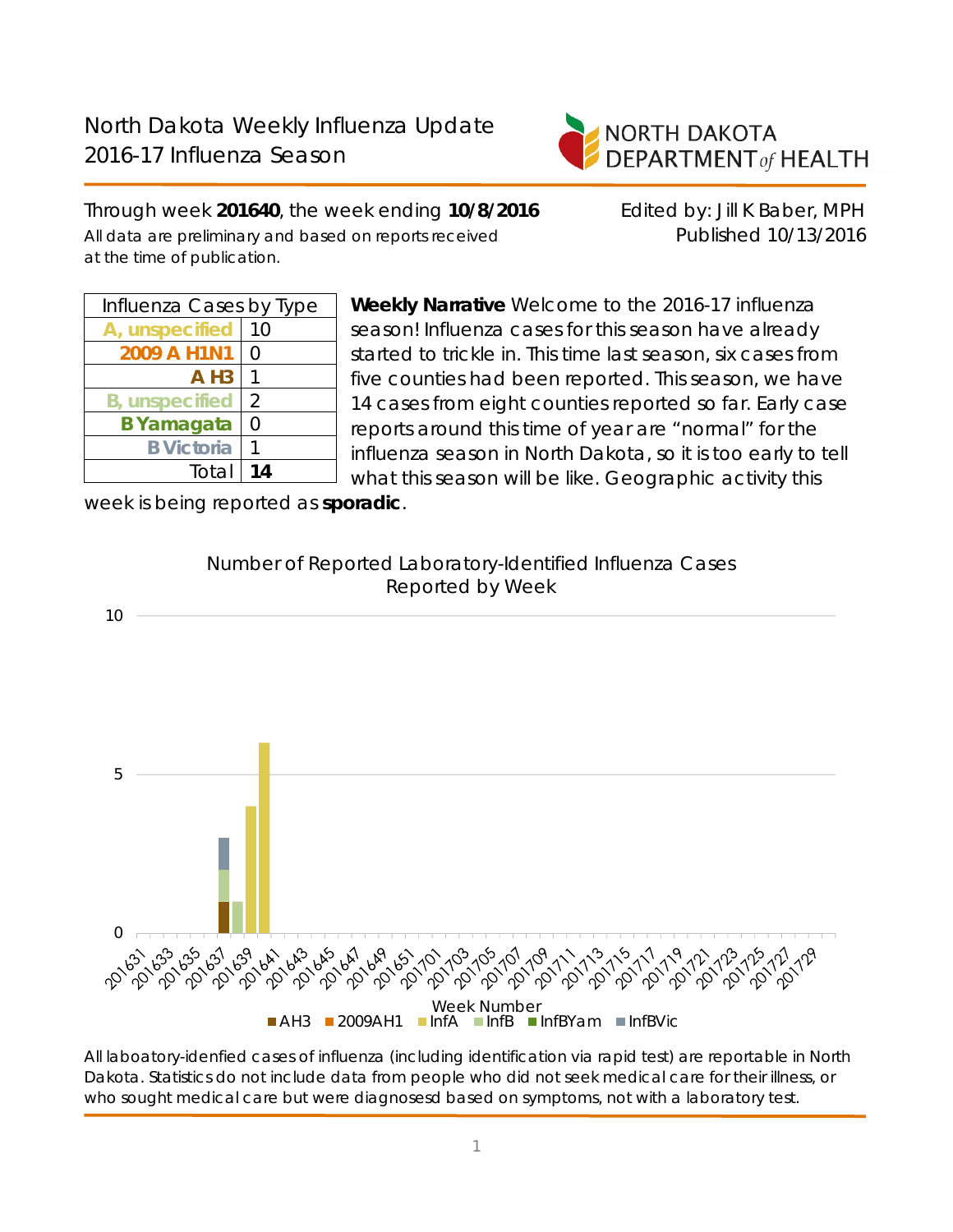# North Dakota Weekly Influenza Update
## 2016-17 Influenza Season

NORTH DAKOTA DEPARTMENT *of* HEALTH

Through week **201640**, the week ending **10/8/2016**

All data are preliminary and based on reports received at the time of publication.

Edited by: Jill K Baber, MPH
Published 10/13/2016

| Influenza Cases by Type | |
|---|---|
| A, unspecified | 10 |
| 2009 A H1N1 | 0 |
| A H3 | 1 |
| B, unspecified | 2 |
| B Yamagata | 0 |
| B Victoria | 1 |
| Total | **14** |

**Weekly Narrative** Welcome to the 2016-17 influenza season! Influenza cases for this season have already started to trickle in. This time last season, six cases from five counties had been reported. This season, we have 14 cases from eight counties reported so far. Early case reports around this time of year are "normal" for the influenza season in North Dakota, so it is too early to tell what this season will be like. Geographic activity this week is being reported as **sporadic**.

Number of Reported Laboratory-Identified Influenza Cases Reported by Week

All laboatory-idenfied cases of influenza (including identification via rapid test) are reportable in North Dakota. Statistics do not include data from people who did not seek medical care for their illness, or who sought medical care but were diagnosesd based on symptoms, not with a laboratory test.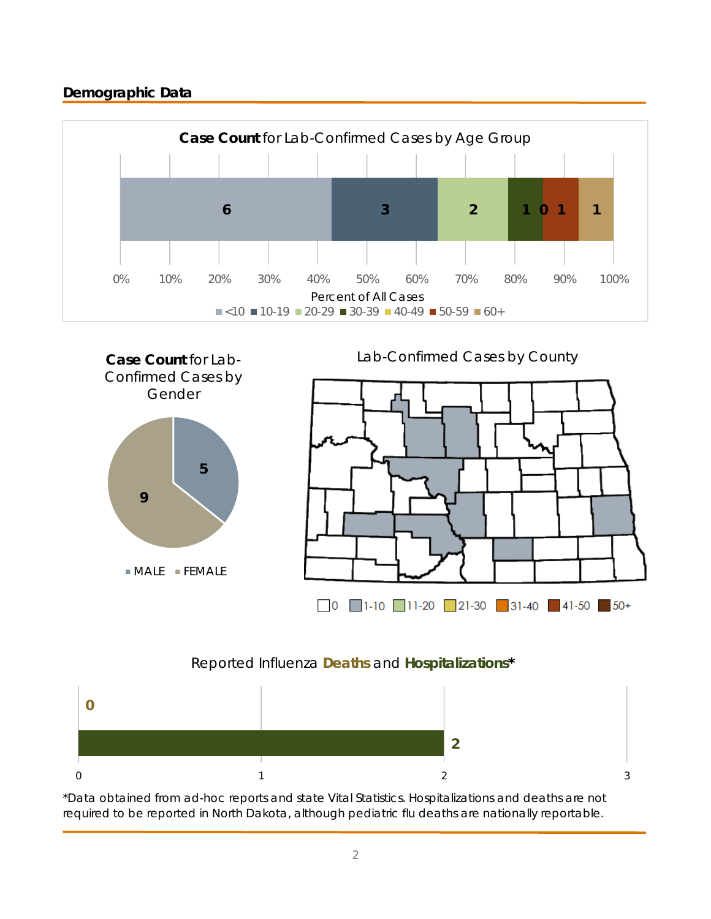## Demographic Data

**Case Count** for Lab-Confirmed Cases by Age Group

| Age Group | Case Count |
|---|---|
| <10 | 6 |
| 10-19 | 3 |
| 20-29 | 2 |
| 30-39 | 1 |
| 40-49 | 0 |
| 50-59 | 1 |
| 60+ | 1 |

Percent of All Cases

**Case Count** for Lab-Confirmed Cases by Gender

| Gender | Case Count |
|---|---|
| MALE | 5 |
| FEMALE | 9 |

Lab-Confirmed Cases by County

Legend: 0, 1-10, 11-20, 21-30, 31-40, 41-50, 50+

Reported Influenza **Deaths** and **Hospitalizations***

| | Count |
|---|---|
| Deaths | 0 |
| Hospitalizations | 2 |

*Data obtained from ad-hoc reports and state Vital Statistics. Hospitalizations and deaths are not required to be reported in North Dakota, although pediatric flu deaths are nationally reportable.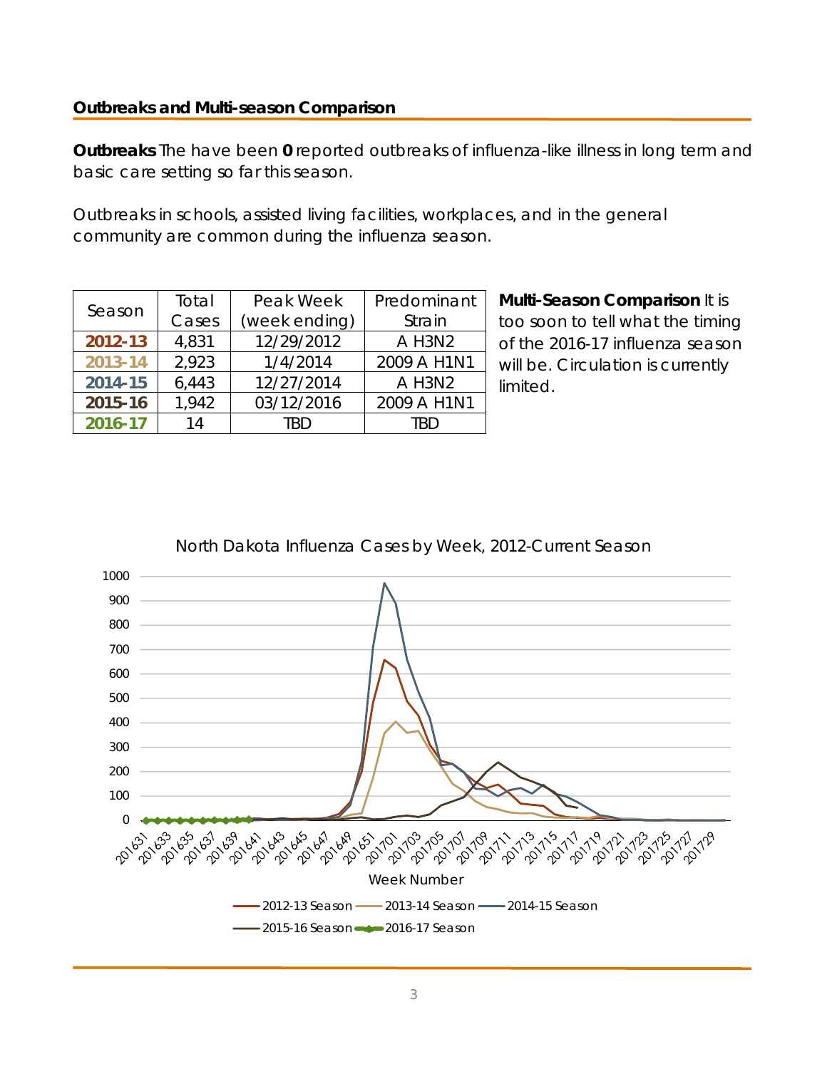## Outbreaks and Multi-season Comparison

**Outbreaks** The have been **0** reported outbreaks of influenza-like illness in long term and basic care setting so far this season.

Outbreaks in schools, assisted living facilities, workplaces, and in the general community are common during the influenza season.

| Season | Total Cases | Peak Week (week ending) | Predominant Strain |
|---|---|---|---|
| 2012-13 | 4,831 | 12/29/2012 | A H3N2 |
| 2013-14 | 2,923 | 1/4/2014 | 2009 A H1N1 |
| 2014-15 | 6,443 | 12/27/2014 | A H3N2 |
| 2015-16 | 1,942 | 03/12/2016 | 2009 A H1N1 |
| 2016-17 | 14 | TBD | TBD |

**Multi-Season Comparison** It is too soon to tell what the timing of the 2016-17 influenza season will be. Circulation is currently limited.

North Dakota Influenza Cases by Week, 2012-Current Season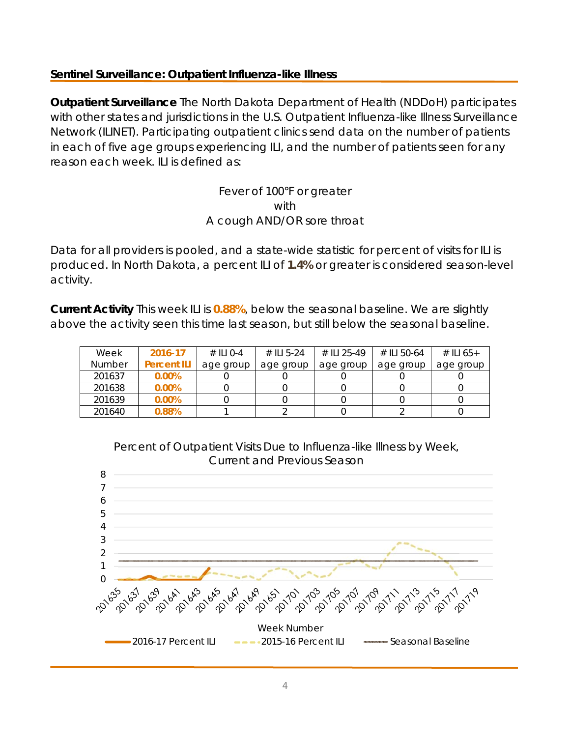## Sentinel Surveillance: Outpatient Influenza-like Illness

**Outpatient Surveillance** The North Dakota Department of Health (NDDoH) participates with other states and jurisdictions in the U.S. Outpatient Influenza-like Illness Surveillance Network (ILINET). Participating outpatient clinics send data on the number of patients in each of five age groups experiencing ILI, and the number of patients seen for any reason each week. ILI is defined as:

Fever of 100°F or greater
with
A cough AND/OR sore throat

Data for all providers is pooled, and a state-wide statistic for percent of visits for ILI is produced. In North Dakota, a percent ILI of **1.4%** or greater is considered season-level activity.

**Current Activity** This week ILI is **0.88%**, below the seasonal baseline. We are slightly above the activity seen this time last season, but still below the seasonal baseline.

| Week Number | 2016-17 Percent ILI | # ILI 0-4 age group | # ILI 5-24 age group | # ILI 25-49 age group | # ILI 50-64 age group | # ILI 65+ age group |
|---|---|---|---|---|---|---|
| 201637 | 0.00% | 0 | 0 | 0 | 0 | 0 |
| 201638 | 0.00% | 0 | 0 | 0 | 0 | 0 |
| 201639 | 0.00% | 0 | 0 | 0 | 0 | 0 |
| 201640 | 0.88% | 1 | 2 | 0 | 2 | 0 |

Percent of Outpatient Visits Due to Influenza-like Illness by Week, Current and Previous Season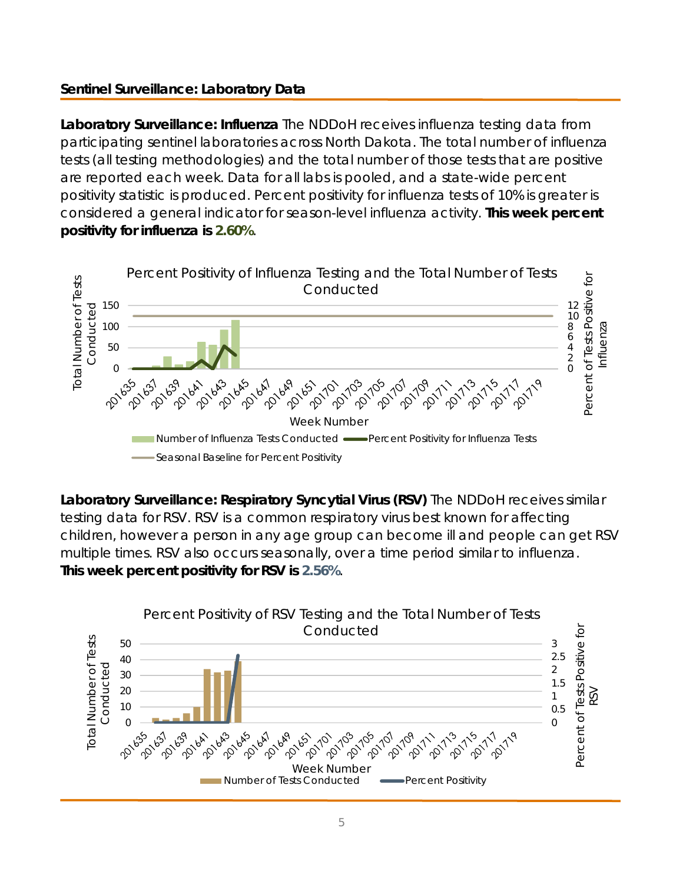## Sentinel Surveillance: Laboratory Data

**Laboratory Surveillance: Influenza** The NDDoH receives influenza testing data from participating sentinel laboratories across North Dakota. The total number of influenza tests (all testing methodologies) and the total number of those tests that are positive are reported each week. Data for all labs is pooled, and a state-wide percent positivity statistic is produced. Percent positivity for influenza tests of 10% is greater is considered a general indicator for season-level influenza activity. **This week percent positivity for influenza is 2.60%**.

**Laboratory Surveillance: Respiratory Syncytial Virus (RSV)** The NDDoH receives similar testing data for RSV. RSV is a common respiratory virus best known for affecting children, however a person in any age group can become ill and people can get RSV multiple times. RSV also occurs seasonally, over a time period similar to influenza. **This week percent positivity for RSV is 2.56%**.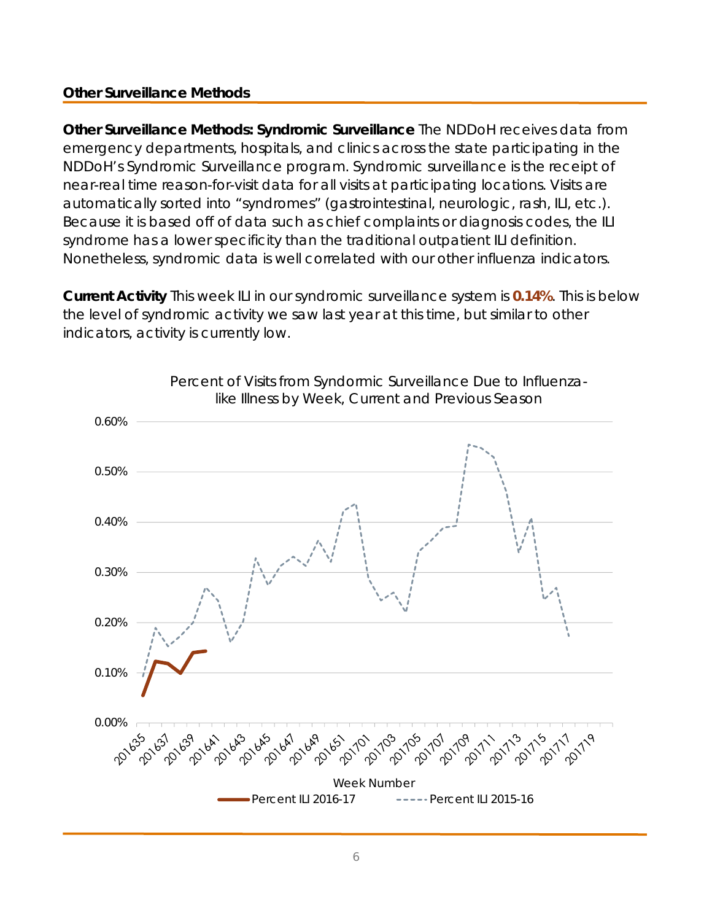## Other Surveillance Methods

**Other Surveillance Methods: Syndromic Surveillance** The NDDoH receives data from emergency departments, hospitals, and clinics across the state participating in the NDDoH's Syndromic Surveillance program. Syndromic surveillance is the receipt of near-real time reason-for-visit data for all visits at participating locations. Visits are automatically sorted into "syndromes" (gastrointestinal, neurologic, rash, ILI, etc.). Because it is based off of data such as chief complaints or diagnosis codes, the ILI syndrome has a lower specificity than the traditional outpatient ILI definition. Nonetheless, syndromic data is well correlated with our other influenza indicators.

**Current Activity** This week ILI in our syndromic surveillance system is **0.14%**. This is below the level of syndromic activity we saw last year at this time, but similar to other indicators, activity is currently low.

Percent of Visits from Syndormic Surveillance Due to Influenza-like Illness by Week, Current and Previous Season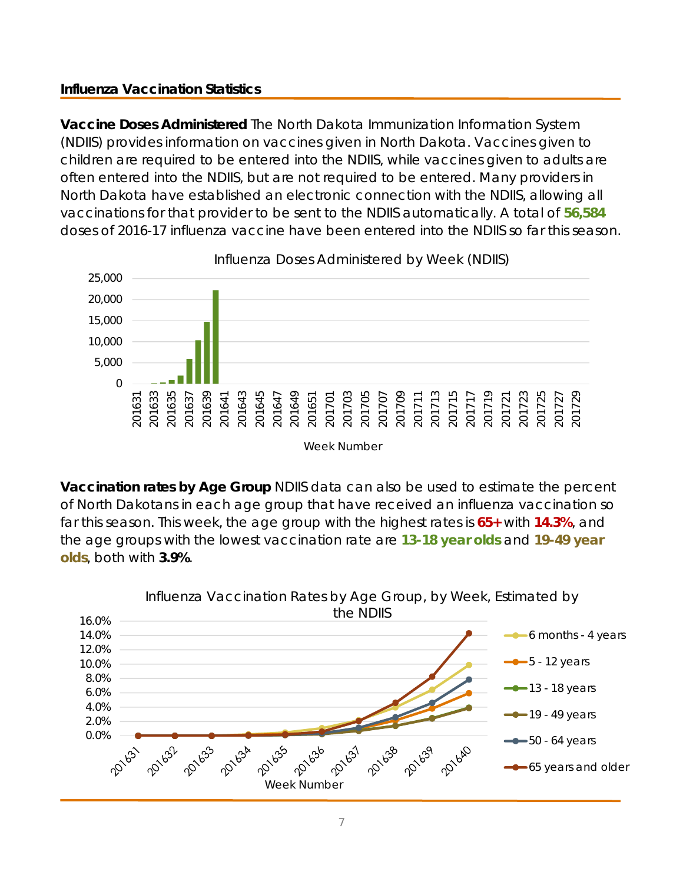## Influenza Vaccination Statistics

**Vaccine Doses Administered** The North Dakota Immunization Information System (NDIIS) provides information on vaccines given in North Dakota. Vaccines given to children are required to be entered into the NDIIS, while vaccines given to adults are often entered into the NDIIS, but are not required to be entered. Many providers in North Dakota have established an electronic connection with the NDIIS, allowing all vaccinations for that provider to be sent to the NDIIS automatically. A total of **56,584** doses of 2016-17 influenza vaccine have been entered into the NDIIS so far this season.

Influenza Doses Administered by Week (NDIIS)

**Vaccination rates by Age Group** NDIIS data can also be used to estimate the percent of North Dakotans in each age group that have received an influenza vaccination so far this season. This week, the age group with the highest rates is **65+** with **14.3%**, and the age groups with the lowest vaccination rate are **13-18 year olds** and **19-49 year olds**, both with **3.9%**.

Influenza Vaccination Rates by Age Group, by Week, Estimated by the NDIIS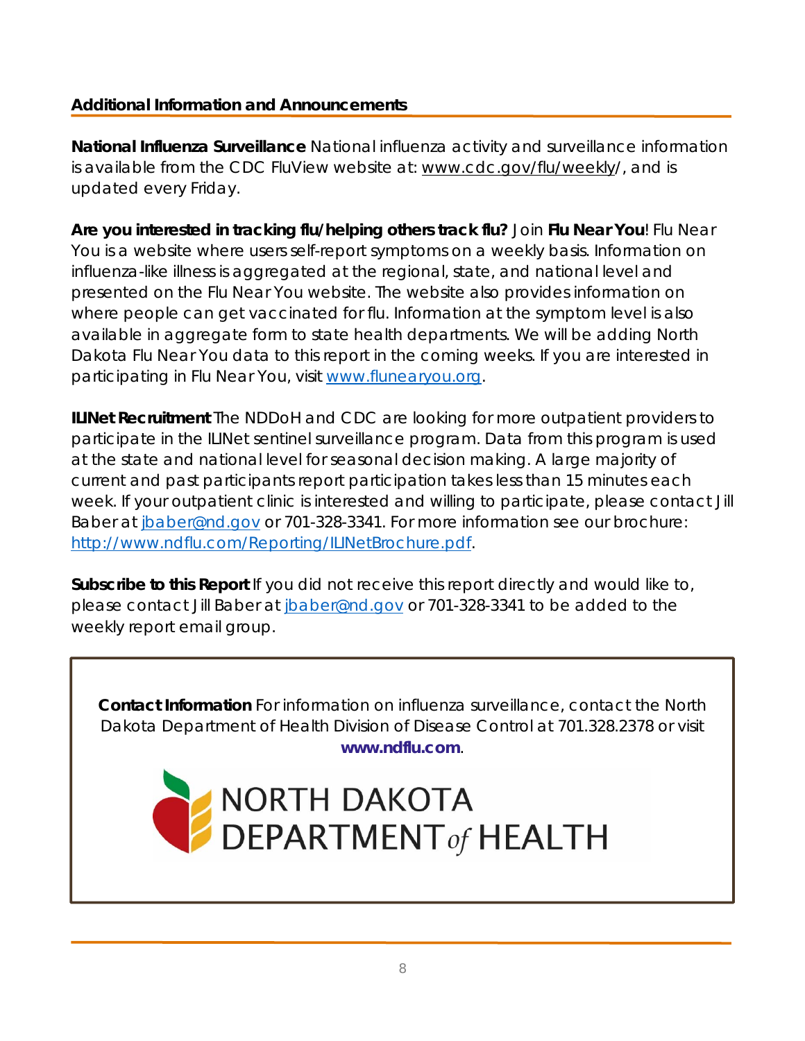## Additional Information and Announcements

**National Influenza Surveillance** National influenza activity and surveillance information is available from the CDC FluView website at: www.cdc.gov/flu/weekly/, and is updated every Friday.

**Are you interested in tracking flu/helping others track flu?** Join **Flu Near You**! Flu Near You is a website where users self-report symptoms on a weekly basis. Information on influenza-like illness is aggregated at the regional, state, and national level and presented on the Flu Near You website. The website also provides information on where people can get vaccinated for flu. Information at the symptom level is also available in aggregate form to state health departments. We will be adding North Dakota Flu Near You data to this report in the coming weeks. If you are interested in participating in Flu Near You, visit www.flunearyou.org.

**ILINet Recruitment** The NDDoH and CDC are looking for more outpatient providers to participate in the ILINet sentinel surveillance program. Data from this program is used at the state and national level for seasonal decision making. A large majority of current and past participants report participation takes less than 15 minutes each week. If your outpatient clinic is interested and willing to participate, please contact Jill Baber at jbaber@nd.gov or 701-328-3341. For more information see our brochure: http://www.ndflu.com/Reporting/ILINetBrochure.pdf.

**Subscribe to this Report** If you did not receive this report directly and would like to, please contact Jill Baber at jbaber@nd.gov or 701-328-3341 to be added to the weekly report email group.

**Contact Information** For information on influenza surveillance, contact the North Dakota Department of Health Division of Disease Control at 701.328.2378 or visit **www.ndflu.com**.

NORTH DAKOTA DEPARTMENT *of* HEALTH